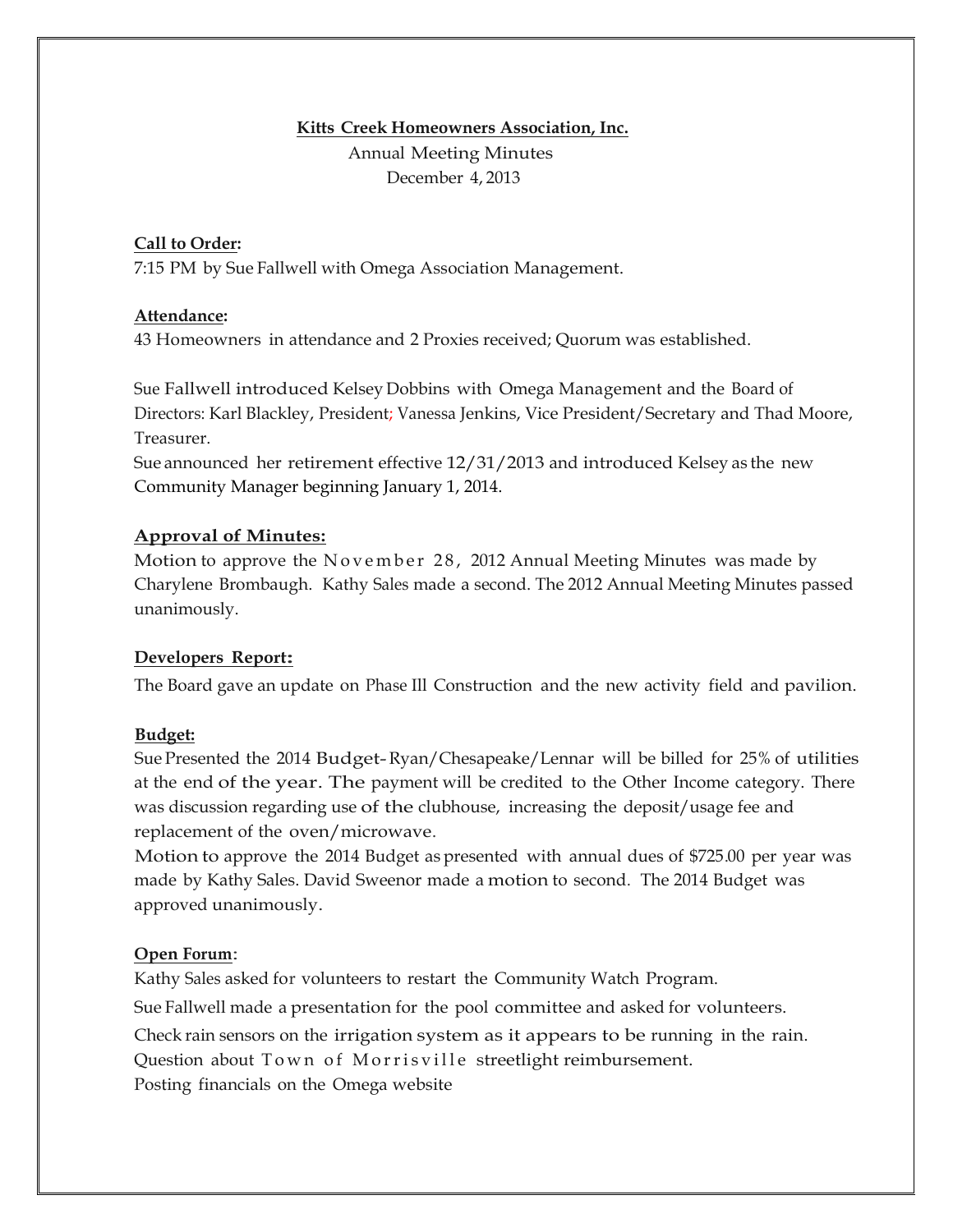**Kitts Creek Homeowners Association, Inc.**

Annual Meeting Minutes

December 4, 2013

**Call to Order:**

7:15 PM by Sue Fallwell with Omega Association Management.

**Attendance:**

43 Homeowners in attendance and 2 Proxies received; Quorum was established.

Sue Fallwell introduced Kelsey Dobbins with Omega Management and the Board of Directors: Karl Blackley, President; Vanessa Jenkins, Vice President/Secretary and Thad Moore, Treasurer.

Sue announced her retirement effective 12/31/2013 and introduced Kelsey as the new Community Manager beginning January 1, 2014.

**Approval of Minutes:**

Motion to approve the November 28, 2012 Annual Meeting Minutes was made by Charylene Brombaugh. Kathy Sales made a second. The 2012 Annual Meeting Minutes passed unanimously.

**Developers Report:**

The Board gave an update on Phase Ill Construction and the new activity field and pavilion.

**Budget:**

Sue Presented the 2014 Budget- Ryan/Chesapeake/Lennar will be billed for 25% of utilities at the end of the year. The payment will be credited to the Other Income category. There was discussion regarding use of the clubhouse, increasing the deposit/usage fee and replacement of the oven/microwave.

Motion to approve the 2014 Budget as presented with annual dues of $725.00 per year was made by Kathy Sales. David Sweenor made a motion to second. The 2014 Budget was approved unanimously.

**Open Forum**:

Kathy Sales asked for volunteers to restart the Community Watch Program.

Sue Fallwell made a presentation for the pool committee and asked for volunteers.

Check rain sensors on the irrigation system as it appears to be running in the rain.

Question about Town of Morrisville streetlight reimbursement.

Posting financials on the Omega website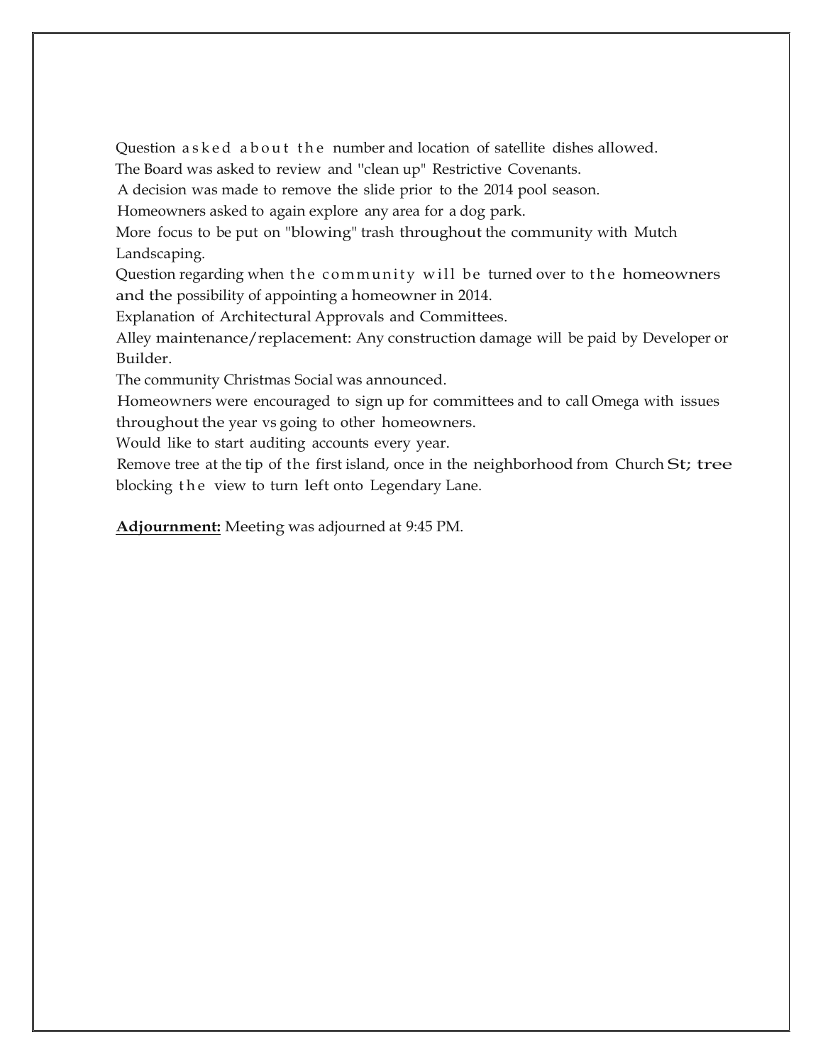Question asked about the number and location of satellite dishes allowed.

The Board was asked to review and "clean up" Restrictive Covenants.

A decision was made to remove the slide prior to the 2014 pool season.

Homeowners asked to again explore any area for a dog park.

More focus to be put on "blowing" trash throughout the community with Mutch Landscaping.

Question regarding when the community will be turned over to the homeowners and the possibility of appointing a homeowner in 2014.

Explanation of Architectural Approvals and Committees.

Alley maintenance/replacement: Any construction damage will be paid by Developer or Builder.

The community Christmas Social was announced.

Homeowners were encouraged to sign up for committees and to call Omega with issues throughout the year vs going to other homeowners.

Would like to start auditing accounts every year.

Remove tree at the tip of the first island, once in the neighborhood from Church St; tree blocking the view to turn left onto Legendary Lane.

**Adjournment:** Meeting was adjourned at 9:45 PM.